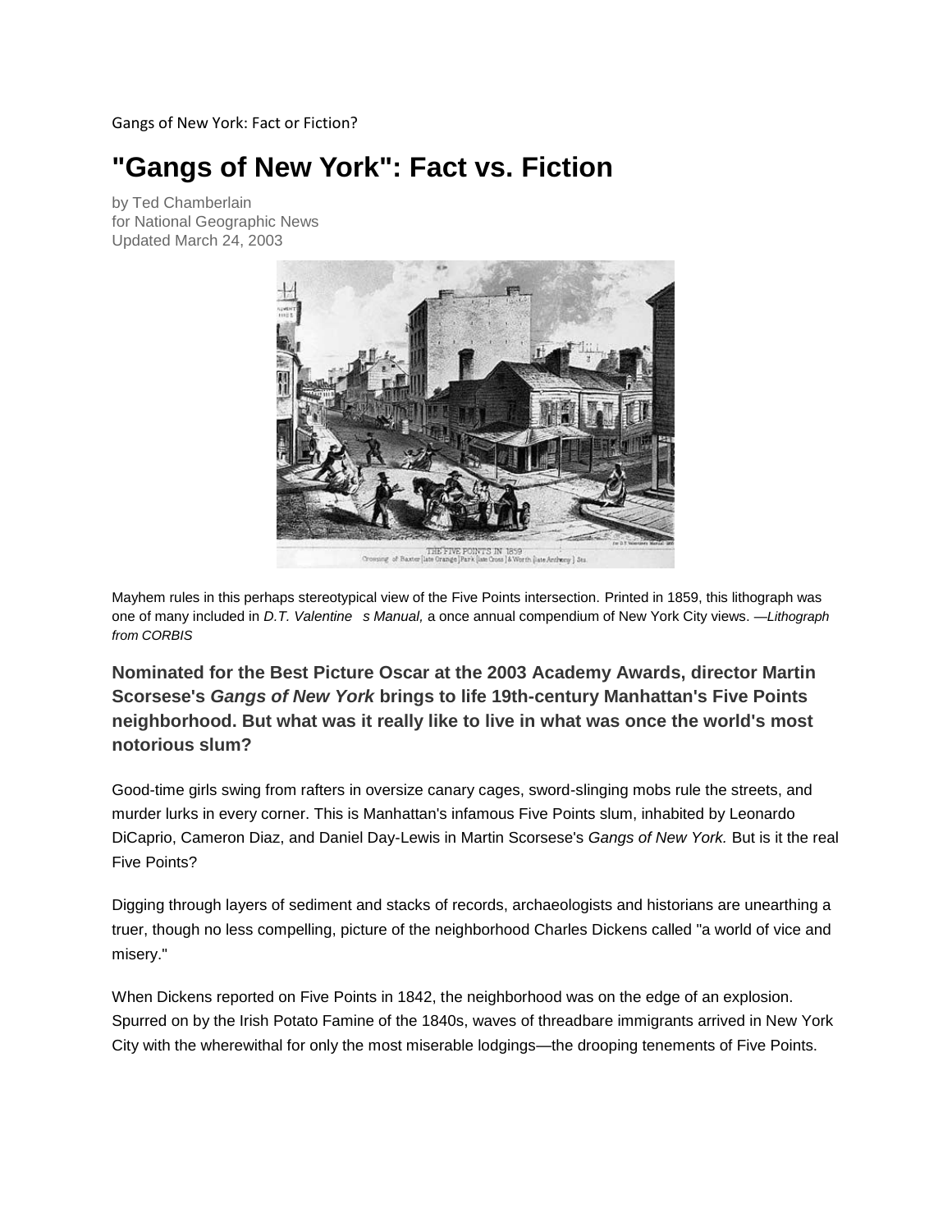Gangs of New York: Fact or Fiction?

# "Gangs of New York": Fact vs. Fiction

by Ted Chamberlain
for National Geographic News
Updated March 24, 2003

Mayhem rules in this perhaps stereotypical view of the Five Points intersection. Printed in 1859, this lithograph was one of many included in *D.T. Valentine s Manual,* a once annual compendium of New York City views. —*Lithograph from CORBIS*

**Nominated for the Best Picture Oscar at the 2003 Academy Awards, director Martin Scorsese's *Gangs of New York* brings to life 19th-century Manhattan's Five Points neighborhood. But what was it really like to live in what was once the world's most notorious slum?**

Good-time girls swing from rafters in oversize canary cages, sword-slinging mobs rule the streets, and murder lurks in every corner. This is Manhattan's infamous Five Points slum, inhabited by Leonardo DiCaprio, Cameron Diaz, and Daniel Day-Lewis in Martin Scorsese's *Gangs of New York.* But is it the real Five Points?

Digging through layers of sediment and stacks of records, archaeologists and historians are unearthing a truer, though no less compelling, picture of the neighborhood Charles Dickens called "a world of vice and misery."

When Dickens reported on Five Points in 1842, the neighborhood was on the edge of an explosion. Spurred on by the Irish Potato Famine of the 1840s, waves of threadbare immigrants arrived in New York City with the wherewithal for only the most miserable lodgings—the drooping tenements of Five Points.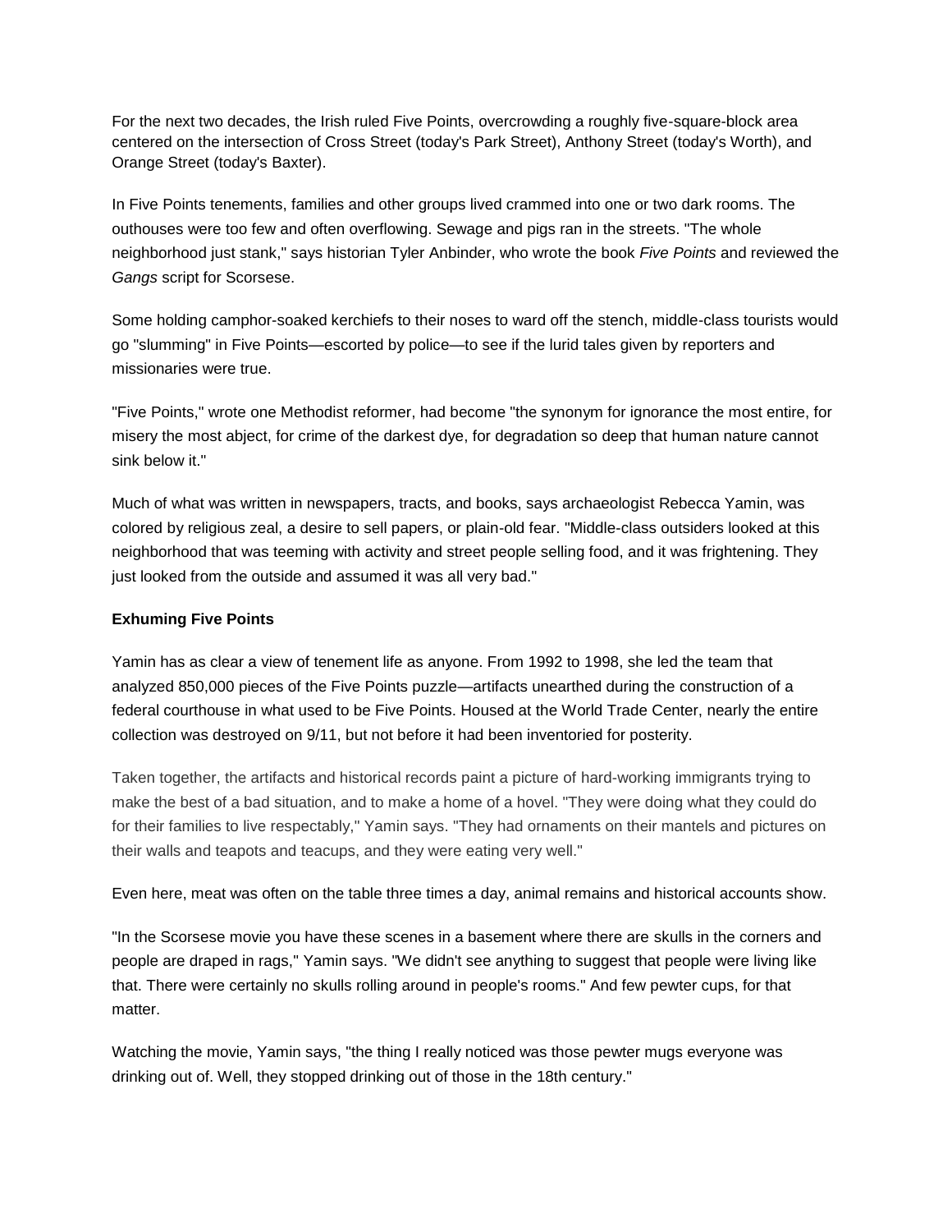For the next two decades, the Irish ruled Five Points, overcrowding a roughly five-square-block area centered on the intersection of Cross Street (today's Park Street), Anthony Street (today's Worth), and Orange Street (today's Baxter).

In Five Points tenements, families and other groups lived crammed into one or two dark rooms. The outhouses were too few and often overflowing. Sewage and pigs ran in the streets. "The whole neighborhood just stank," says historian Tyler Anbinder, who wrote the book *Five Points* and reviewed the *Gangs* script for Scorsese.

Some holding camphor-soaked kerchiefs to their noses to ward off the stench, middle-class tourists would go "slumming" in Five Points—escorted by police—to see if the lurid tales given by reporters and missionaries were true.

"Five Points," wrote one Methodist reformer, had become "the synonym for ignorance the most entire, for misery the most abject, for crime of the darkest dye, for degradation so deep that human nature cannot sink below it."

Much of what was written in newspapers, tracts, and books, says archaeologist Rebecca Yamin, was colored by religious zeal, a desire to sell papers, or plain-old fear. "Middle-class outsiders looked at this neighborhood that was teeming with activity and street people selling food, and it was frightening. They just looked from the outside and assumed it was all very bad."

**Exhuming Five Points**

Yamin has as clear a view of tenement life as anyone. From 1992 to 1998, she led the team that analyzed 850,000 pieces of the Five Points puzzle—artifacts unearthed during the construction of a federal courthouse in what used to be Five Points. Housed at the World Trade Center, nearly the entire collection was destroyed on 9/11, but not before it had been inventoried for posterity.

Taken together, the artifacts and historical records paint a picture of hard-working immigrants trying to make the best of a bad situation, and to make a home of a hovel. "They were doing what they could do for their families to live respectably," Yamin says. "They had ornaments on their mantels and pictures on their walls and teapots and teacups, and they were eating very well."

Even here, meat was often on the table three times a day, animal remains and historical accounts show.

"In the Scorsese movie you have these scenes in a basement where there are skulls in the corners and people are draped in rags," Yamin says. "We didn't see anything to suggest that people were living like that. There were certainly no skulls rolling around in people's rooms." And few pewter cups, for that matter.

Watching the movie, Yamin says, "the thing I really noticed was those pewter mugs everyone was drinking out of. Well, they stopped drinking out of those in the 18th century."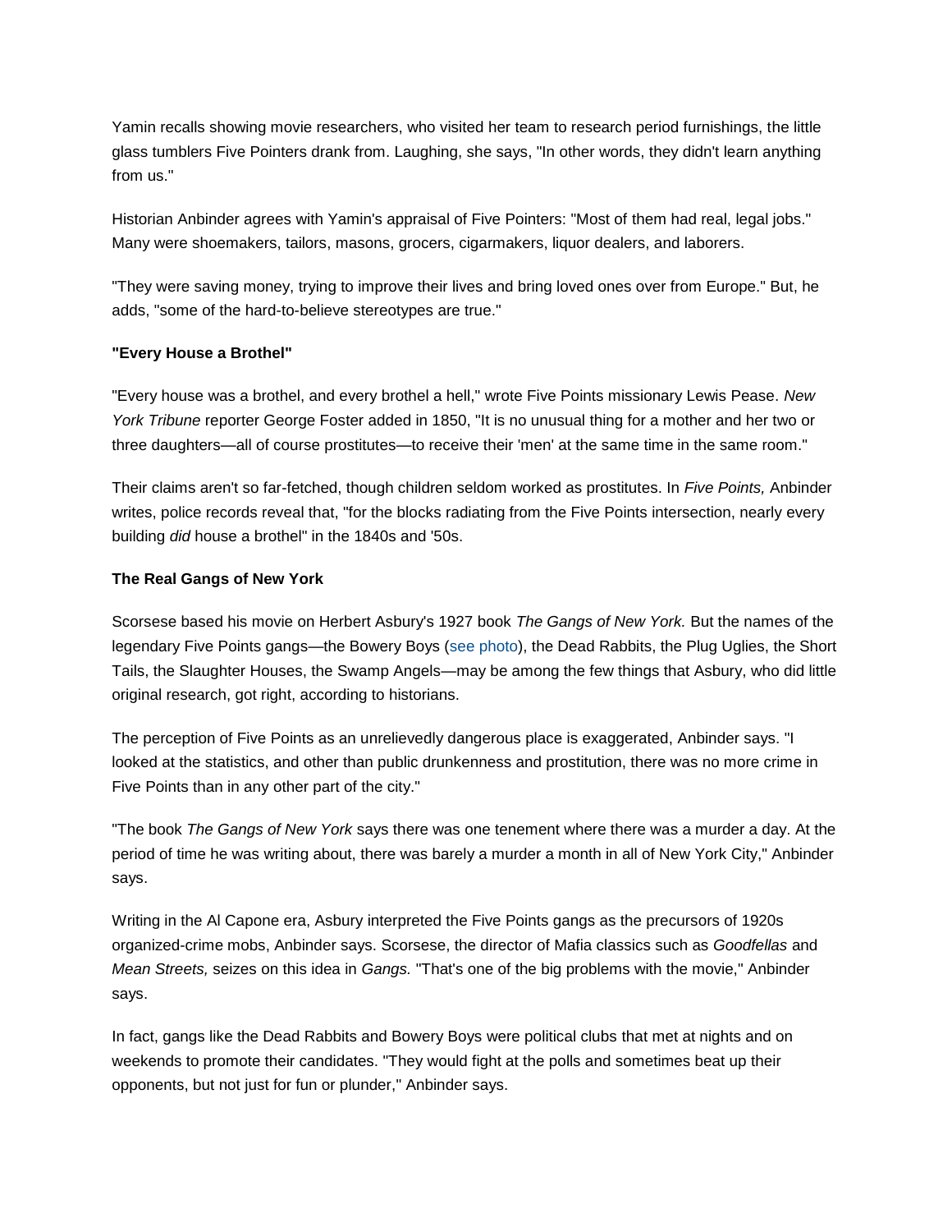Yamin recalls showing movie researchers, who visited her team to research period furnishings, the little glass tumblers Five Pointers drank from. Laughing, she says, "In other words, they didn't learn anything from us."

Historian Anbinder agrees with Yamin's appraisal of Five Pointers: "Most of them had real, legal jobs." Many were shoemakers, tailors, masons, grocers, cigarmakers, liquor dealers, and laborers.

"They were saving money, trying to improve their lives and bring loved ones over from Europe." But, he adds, "some of the hard-to-believe stereotypes are true."

**"Every House a Brothel"**

"Every house was a brothel, and every brothel a hell," wrote Five Points missionary Lewis Pease. *New York Tribune* reporter George Foster added in 1850, "It is no unusual thing for a mother and her two or three daughters—all of course prostitutes—to receive their 'men' at the same time in the same room."

Their claims aren't so far-fetched, though children seldom worked as prostitutes. In *Five Points,* Anbinder writes, police records reveal that, "for the blocks radiating from the Five Points intersection, nearly every building *did* house a brothel" in the 1840s and '50s.

**The Real Gangs of New York**

Scorsese based his movie on Herbert Asbury's 1927 book *The Gangs of New York.* But the names of the legendary Five Points gangs—the Bowery Boys (see photo), the Dead Rabbits, the Plug Uglies, the Short Tails, the Slaughter Houses, the Swamp Angels—may be among the few things that Asbury, who did little original research, got right, according to historians.

The perception of Five Points as an unrelievedly dangerous place is exaggerated, Anbinder says. "I looked at the statistics, and other than public drunkenness and prostitution, there was no more crime in Five Points than in any other part of the city."

"The book *The Gangs of New York* says there was one tenement where there was a murder a day. At the period of time he was writing about, there was barely a murder a month in all of New York City," Anbinder says.

Writing in the Al Capone era, Asbury interpreted the Five Points gangs as the precursors of 1920s organized-crime mobs, Anbinder says. Scorsese, the director of Mafia classics such as *Goodfellas* and *Mean Streets,* seizes on this idea in *Gangs.* "That's one of the big problems with the movie," Anbinder says.

In fact, gangs like the Dead Rabbits and Bowery Boys were political clubs that met at nights and on weekends to promote their candidates. "They would fight at the polls and sometimes beat up their opponents, but not just for fun or plunder," Anbinder says.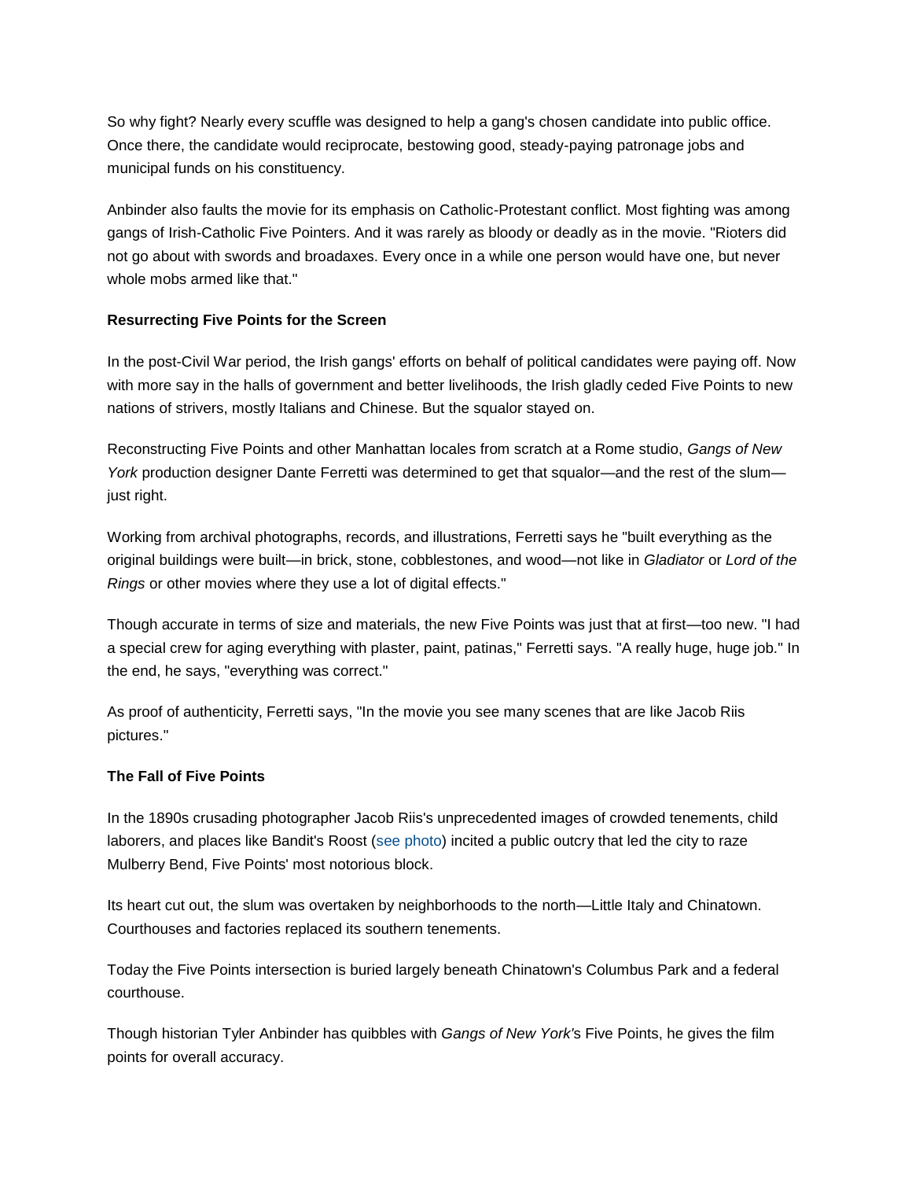So why fight? Nearly every scuffle was designed to help a gang's chosen candidate into public office. Once there, the candidate would reciprocate, bestowing good, steady-paying patronage jobs and municipal funds on his constituency.

Anbinder also faults the movie for its emphasis on Catholic-Protestant conflict. Most fighting was among gangs of Irish-Catholic Five Pointers. And it was rarely as bloody or deadly as in the movie. "Rioters did not go about with swords and broadaxes. Every once in a while one person would have one, but never whole mobs armed like that."

**Resurrecting Five Points for the Screen**

In the post-Civil War period, the Irish gangs' efforts on behalf of political candidates were paying off. Now with more say in the halls of government and better livelihoods, the Irish gladly ceded Five Points to new nations of strivers, mostly Italians and Chinese. But the squalor stayed on.

Reconstructing Five Points and other Manhattan locales from scratch at a Rome studio, *Gangs of New York* production designer Dante Ferretti was determined to get that squalor—and the rest of the slum—just right.

Working from archival photographs, records, and illustrations, Ferretti says he "built everything as the original buildings were built—in brick, stone, cobblestones, and wood—not like in *Gladiator* or *Lord of the Rings* or other movies where they use a lot of digital effects."

Though accurate in terms of size and materials, the new Five Points was just that at first—too new. "I had a special crew for aging everything with plaster, paint, patinas," Ferretti says. "A really huge, huge job." In the end, he says, "everything was correct."

As proof of authenticity, Ferretti says, "In the movie you see many scenes that are like Jacob Riis pictures."

**The Fall of Five Points**

In the 1890s crusading photographer Jacob Riis's unprecedented images of crowded tenements, child laborers, and places like Bandit's Roost (see photo) incited a public outcry that led the city to raze Mulberry Bend, Five Points' most notorious block.

Its heart cut out, the slum was overtaken by neighborhoods to the north—Little Italy and Chinatown. Courthouses and factories replaced its southern tenements.

Today the Five Points intersection is buried largely beneath Chinatown's Columbus Park and a federal courthouse.

Though historian Tyler Anbinder has quibbles with *Gangs of New York'*s Five Points, he gives the film points for overall accuracy.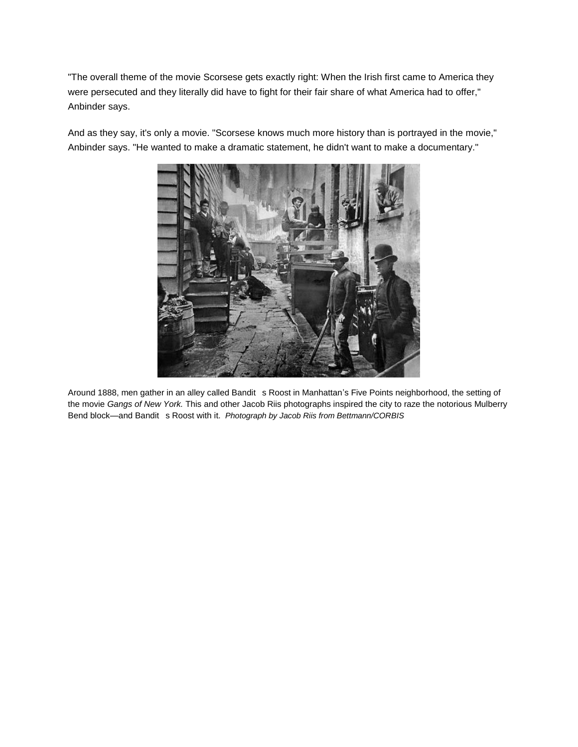"The overall theme of the movie Scorsese gets exactly right: When the Irish first came to America they were persecuted and they literally did have to fight for their fair share of what America had to offer," Anbinder says.

And as they say, it's only a movie. "Scorsese knows much more history than is portrayed in the movie," Anbinder says. "He wanted to make a dramatic statement, he didn't want to make a documentary."

Around 1888, men gather in an alley called Bandit s Roost in Manhattan's Five Points neighborhood, the setting of the movie *Gangs of New York.* This and other Jacob Riis photographs inspired the city to raze the notorious Mulberry Bend block—and Bandit s Roost with it. *Photograph by Jacob Riis from Bettmann/CORBIS*